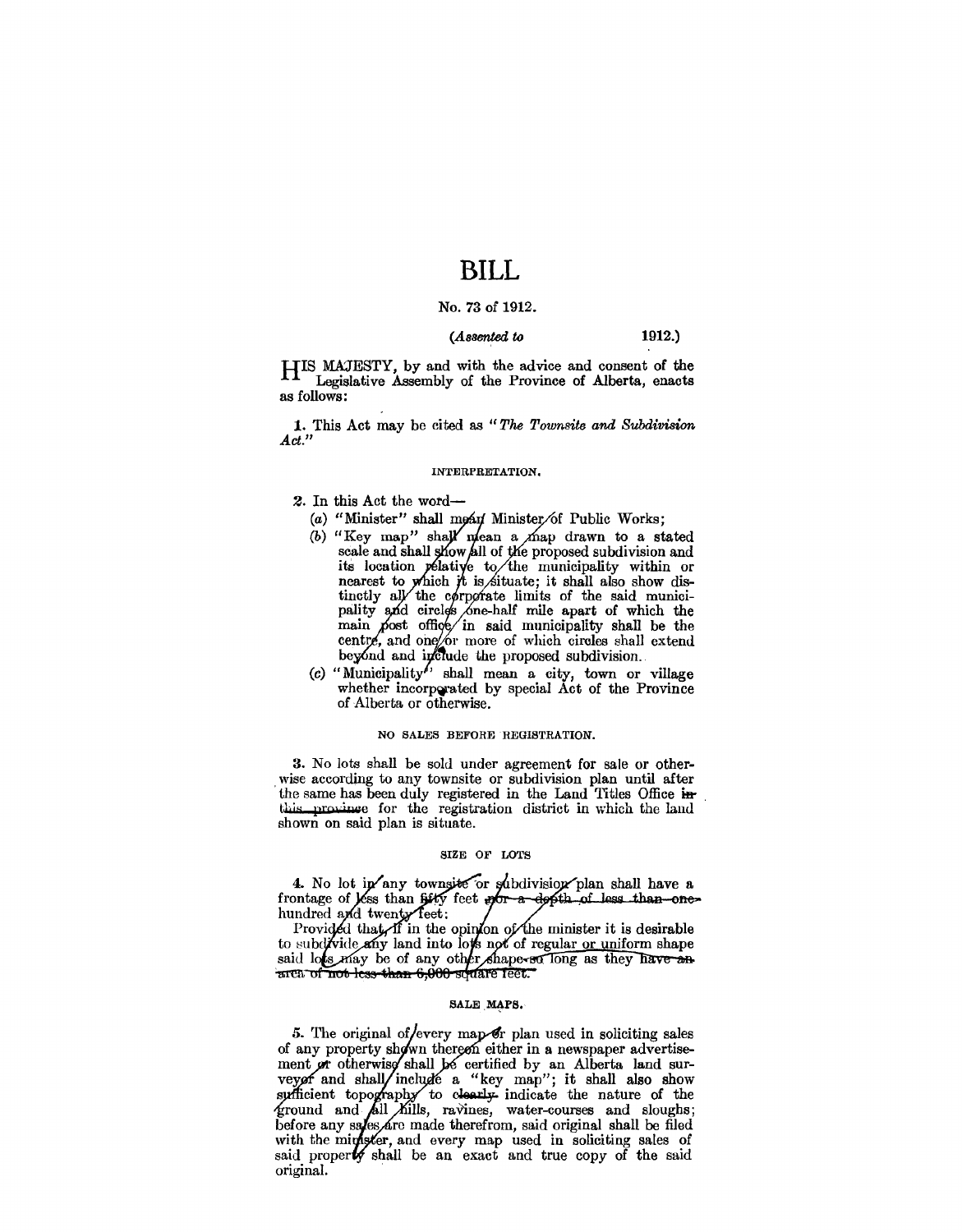# BILL

No. 73 of 1912.

(*Assented to* 1912.)

HIS MAJESTY, by and with the advice and consent of the Legislative Assembly of the Province of Alberta, enacts as follows:

1. This Act may be cited as "*The Townsite and Subdivision Act.*"

### INTERPRETATION.

2. In this Act the word—

(a) "Minister" shall mean Minister of Public Works;

(b) "Key map" shall mean a map drawn to a stated scale and shall show all of the proposed subdivision and its location relative to the municipality within or nearest to which it is situate; it shall also show distinctly all the corporate limits of the said municipality and circles one-half mile apart of which the main post office in said municipality shall be the centre, and one or more of which circles shall extend beyond and include the proposed subdivision.

(c) "Municipality" shall mean a city, town or village whether incorporated by special Act of the Province of Alberta or otherwise.

### NO SALES BEFORE REGISTRATION.

3. No lots shall be sold under agreement for sale or otherwise according to any townsite or subdivision plan until after the same has been duly registered in the Land Titles Office in this province for the registration district in which the land shown on said plan is situate.

### SIZE OF LOTS

4. No lot in any townsite or subdivision plan shall have a frontage of less than fifty feet nor a depth of less than one hundred and twenty feet;

Provided that, if in the opinion of the minister it is desirable to subdivide any land into lots not of regular or uniform shape said lots may be of any other shape so long as they have an area of not less than 6,000 square feet.

### SALE MAPS.

5. The original of every map or plan used in soliciting sales of any property shown thereon either in a newspaper advertisement or otherwise shall be certified by an Alberta land surveyor and shall include a "key map"; it shall also show sufficient topography to clearly indicate the nature of the ground and all hills, ravines, water-courses and sloughs; before any sales are made therefrom, said original shall be filed with the minister, and every map used in soliciting sales of said property shall be an exact and true copy of the said original.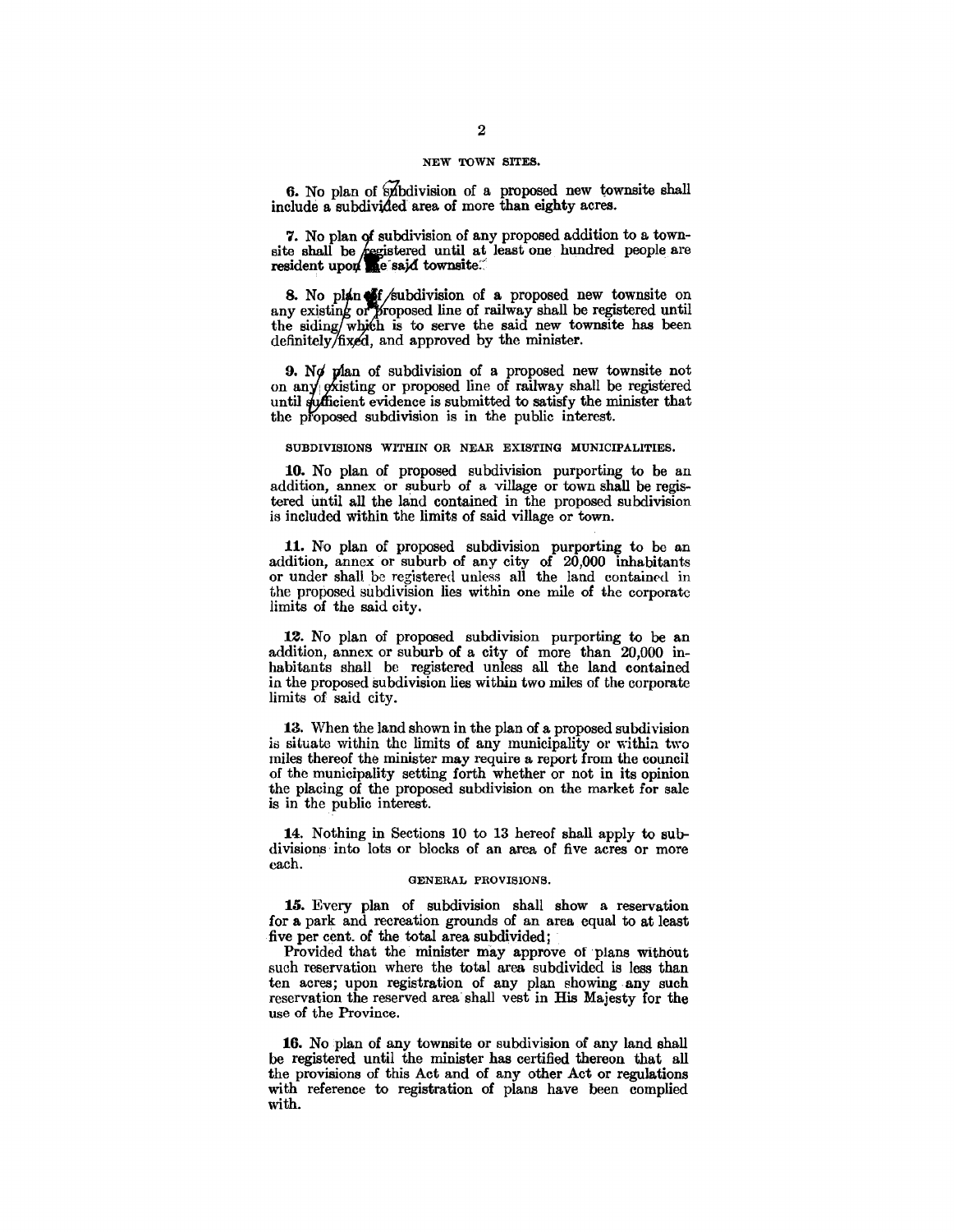### NEW TOWN SITES.

**6.** No plan of subdivision of a proposed new townsite shall include a subdivided area of more than eighty acres.

**7.** No plan of subdivision of any proposed addition to a townsite shall be registered until at least one hundred people are resident upon the said townsite.

**8.** No plan of subdivision of a proposed new townsite on any existing or proposed line of railway shall be registered until the siding which is to serve the said new townsite has been definitely fixed, and approved by the minister.

**9.** No plan of subdivision of a proposed new townsite not on any existing or proposed line of railway shall be registered until sufficient evidence is submitted to satisfy the minister that the proposed subdivision is in the public interest.

### SUBDIVISIONS WITHIN OR NEAR EXISTING MUNICIPALITIES.

**10.** No plan of proposed subdivision purporting to be an addition, annex or suburb of a village or town shall be registered until all the land contained in the proposed subdivision is included within the limits of said village or town.

**11.** No plan of proposed subdivision purporting to be an addition, annex or suburb of any city of 20,000 inhabitants or under shall be registered unless all the land contained in the proposed subdivision lies within one mile of the corporate limits of the said city.

**12.** No plan of proposed subdivision purporting to be an addition, annex or suburb of a city of more than 20,000 inhabitants shall be registered unless all the land contained in the proposed subdivision lies within two miles of the corporate limits of said city.

**13.** When the land shown in the plan of a proposed subdivision is situate within the limits of any municipality or within two miles thereof the minister may require a report from the council of the municipality setting forth whether or not in its opinion the placing of the proposed subdivision on the market for sale is in the public interest.

**14.** Nothing in Sections 10 to 13 hereof shall apply to subdivisions into lots or blocks of an area of five acres or more each.

### GENERAL PROVISIONS.

**15.** Every plan of subdivision shall show a reservation for a park and recreation grounds of an area equal to at least five per cent. of the total area subdivided;

Provided that the minister may approve of plans without such reservation where the total area subdivided is less than ten acres; upon registration of any plan showing any such reservation the reserved area shall vest in His Majesty for the use of the Province.

**16.** No plan of any townsite or subdivision of any land shall be registered until the minister has certified thereon that all the provisions of this Act and of any other Act or regulations with reference to registration of plans have been complied with.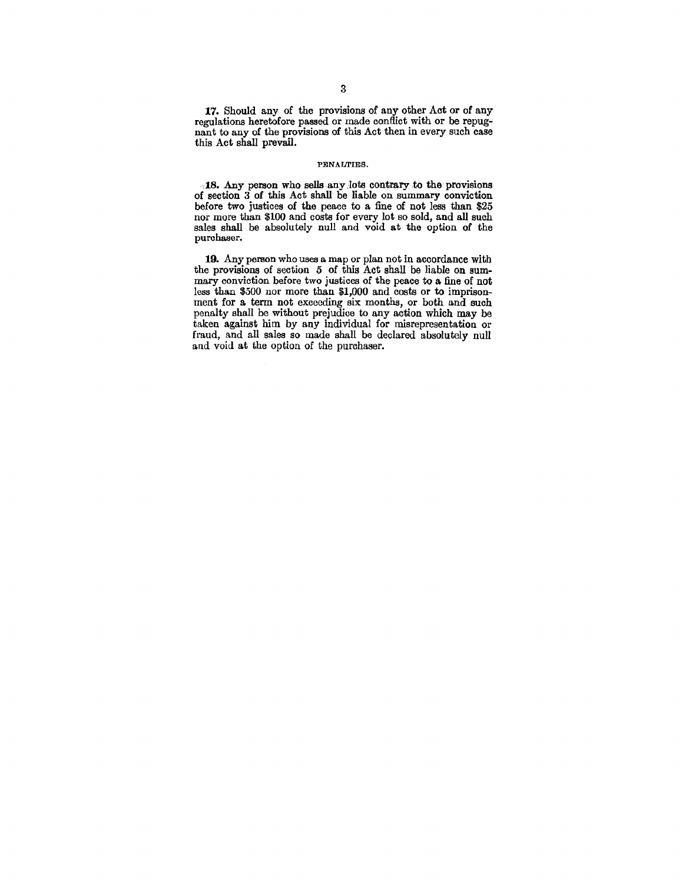**17.** Should any of the provisions of any other Act or of any regulations heretofore passed or made conflict with or be repugnant to any of the provisions of this Act then in every such case this Act shall prevail.

## PENALTIES.

**18.** Any person who sells any lots contrary to the provisions of section 3 of this Act shall be liable on summary conviction before two justices of the peace to a fine of not less than $25 nor more than $100 and costs for every lot so sold, and all such sales shall be absolutely null and void at the option of the purchaser.

**19.** Any person who uses a map or plan not in accordance with the provisions of section 5 of this Act shall be liable on summary conviction before two justices of the peace to a fine of not less than $500 nor more than $1,000 and costs or to imprisonment for a term not exceeding six months, or both and such penalty shall be without prejudice to any action which may be taken against him by any individual for misrepresentation or fraud, and all sales so made shall be declared absolutely null and void at the option of the purchaser.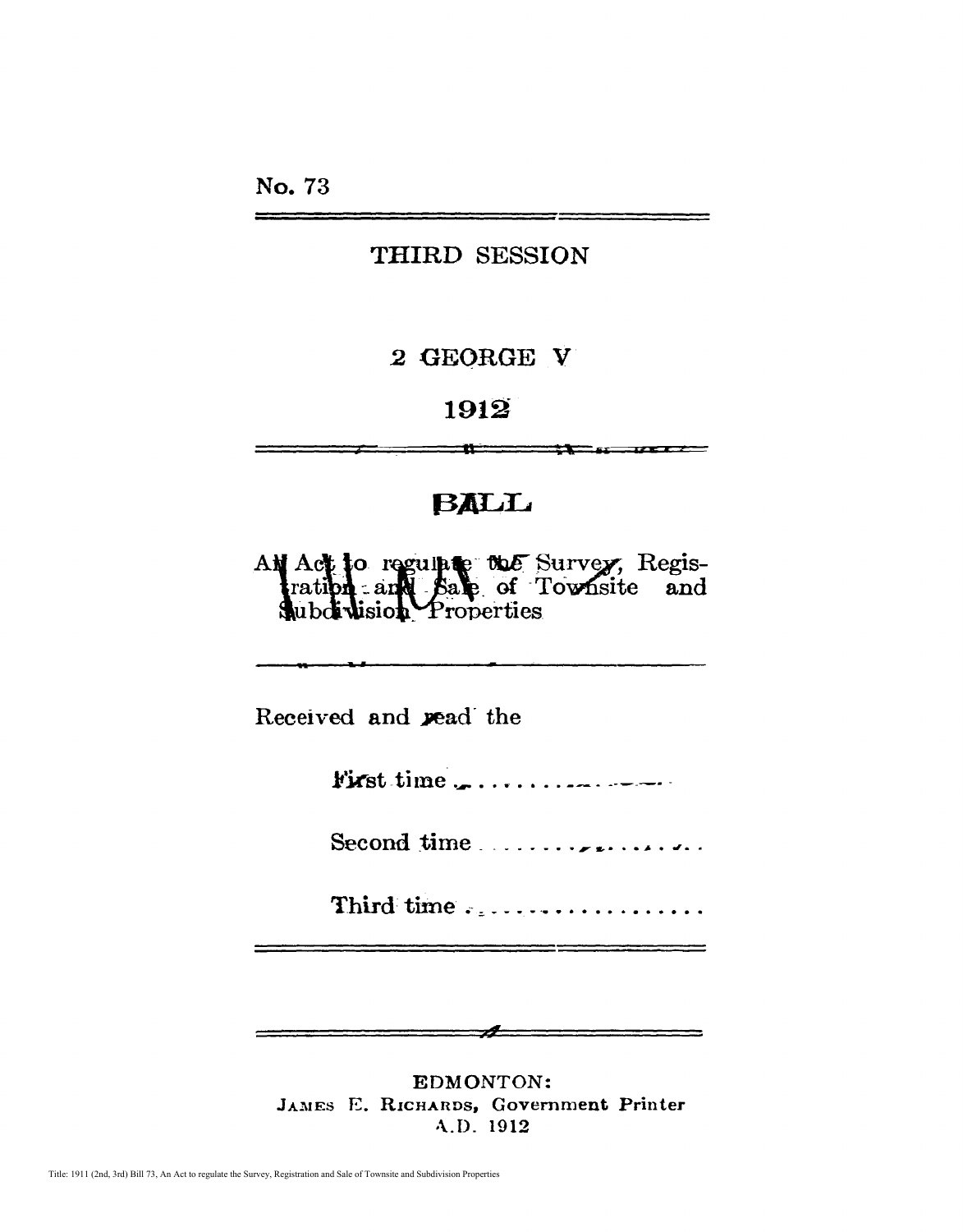No. 73

THIRD SESSION

2 GEORGE V

1912

# BILL

An Act to regulate the Survey, Registration and Sale of Townsite and Subdivision Properties

Received and read the

First time ..................

Second time ..................

Third time ..................

EDMONTON:
JAMES E. RICHARDS, Government Printer
A.D. 1912

Title: 1911 (2nd, 3rd) Bill 73, An Act to regulate the Survey, Registration and Sale of Townsite and Subdivision Properties